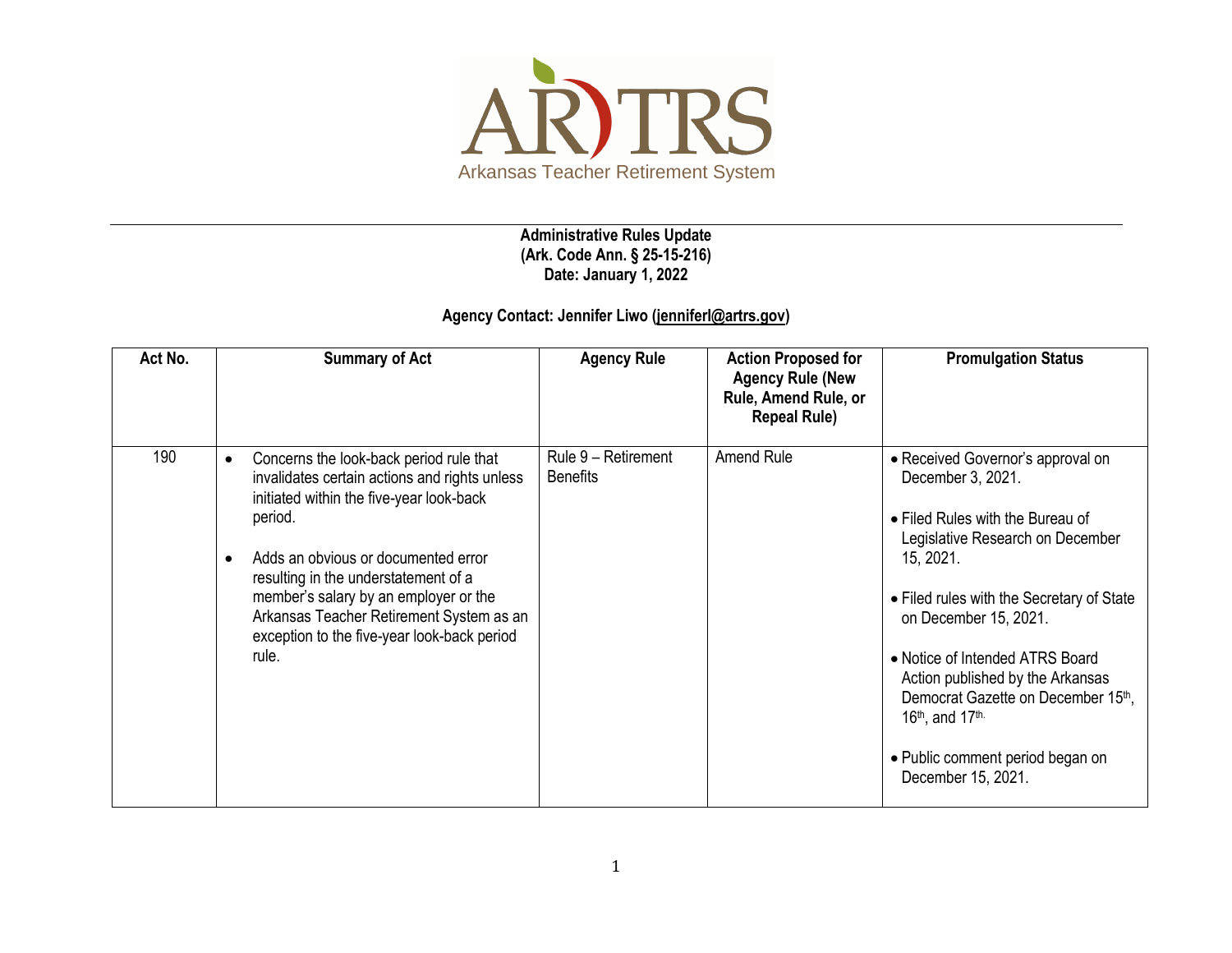AR)TRS

Arkansas Teacher Retirement System

**Administrative Rules Update**
**(Ark. Code Ann. § 25-15-216)**
**Date: January 1, 2022**

**Agency Contact: Jennifer Liwo (jenniferl@artrs.gov)**

| Act No. | Summary of Act | Agency Rule | Action Proposed for Agency Rule (New Rule, Amend Rule, or Repeal Rule) | Promulgation Status |
|---|---|---|---|---|
| 190 | • Concerns the look-back period rule that invalidates certain actions and rights unless initiated within the five-year look-back period.<br><br>• Adds an obvious or documented error resulting in the understatement of a member's salary by an employer or the Arkansas Teacher Retirement System as an exception to the five-year look-back period rule. | Rule 9 – Retirement Benefits | Amend Rule | • Received Governor's approval on December 3, 2021.<br><br>• Filed Rules with the Bureau of Legislative Research on December 15, 2021.<br><br>• Filed rules with the Secretary of State on December 15, 2021.<br><br>• Notice of Intended ATRS Board Action published by the Arkansas Democrat Gazette on December 15th, 16th, and 17th.<br><br>• Public comment period began on December 15, 2021. |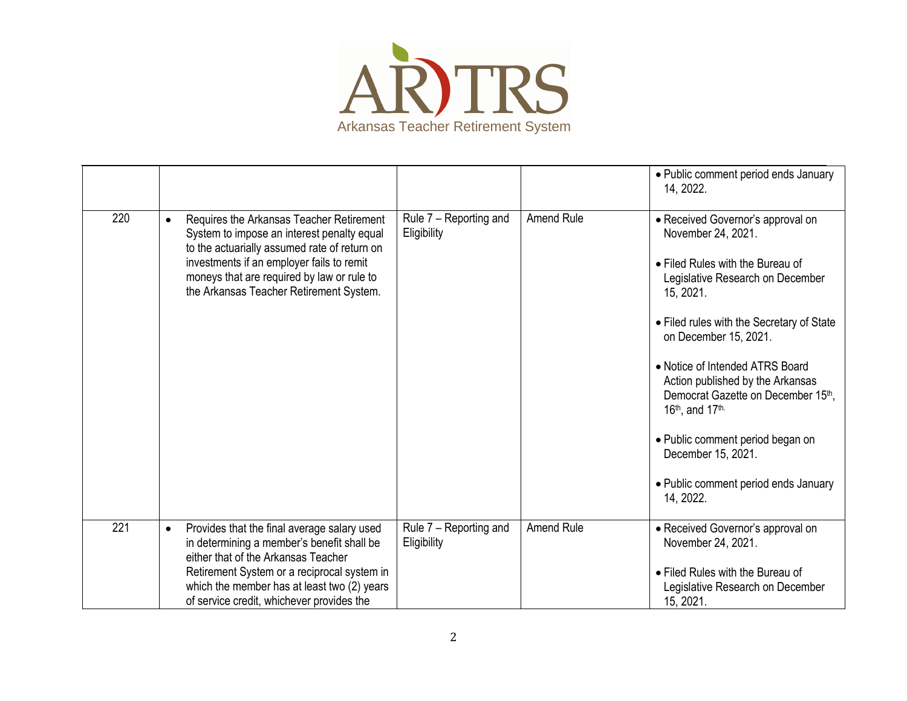Arkansas Teacher Retirement System

| | | | | |
|---|---|---|---|---|
| | | | | • Public comment period ends January 14, 2022. |
| 220 | • Requires the Arkansas Teacher Retirement System to impose an interest penalty equal to the actuarially assumed rate of return on investments if an employer fails to remit moneys that are required by law or rule to the Arkansas Teacher Retirement System. | Rule 7 – Reporting and Eligibility | Amend Rule | • Received Governor's approval on November 24, 2021.<br><br>• Filed Rules with the Bureau of Legislative Research on December 15, 2021.<br><br>• Filed rules with the Secretary of State on December 15, 2021.<br><br>• Notice of Intended ATRS Board Action published by the Arkansas Democrat Gazette on December 15th, 16th, and 17th.<br><br>• Public comment period began on December 15, 2021.<br><br>• Public comment period ends January 14, 2022. |
| 221 | • Provides that the final average salary used in determining a member's benefit shall be either that of the Arkansas Teacher Retirement System or a reciprocal system in which the member has at least two (2) years of service credit, whichever provides the | Rule 7 – Reporting and Eligibility | Amend Rule | • Received Governor's approval on November 24, 2021.<br><br>• Filed Rules with the Bureau of Legislative Research on December 15, 2021. |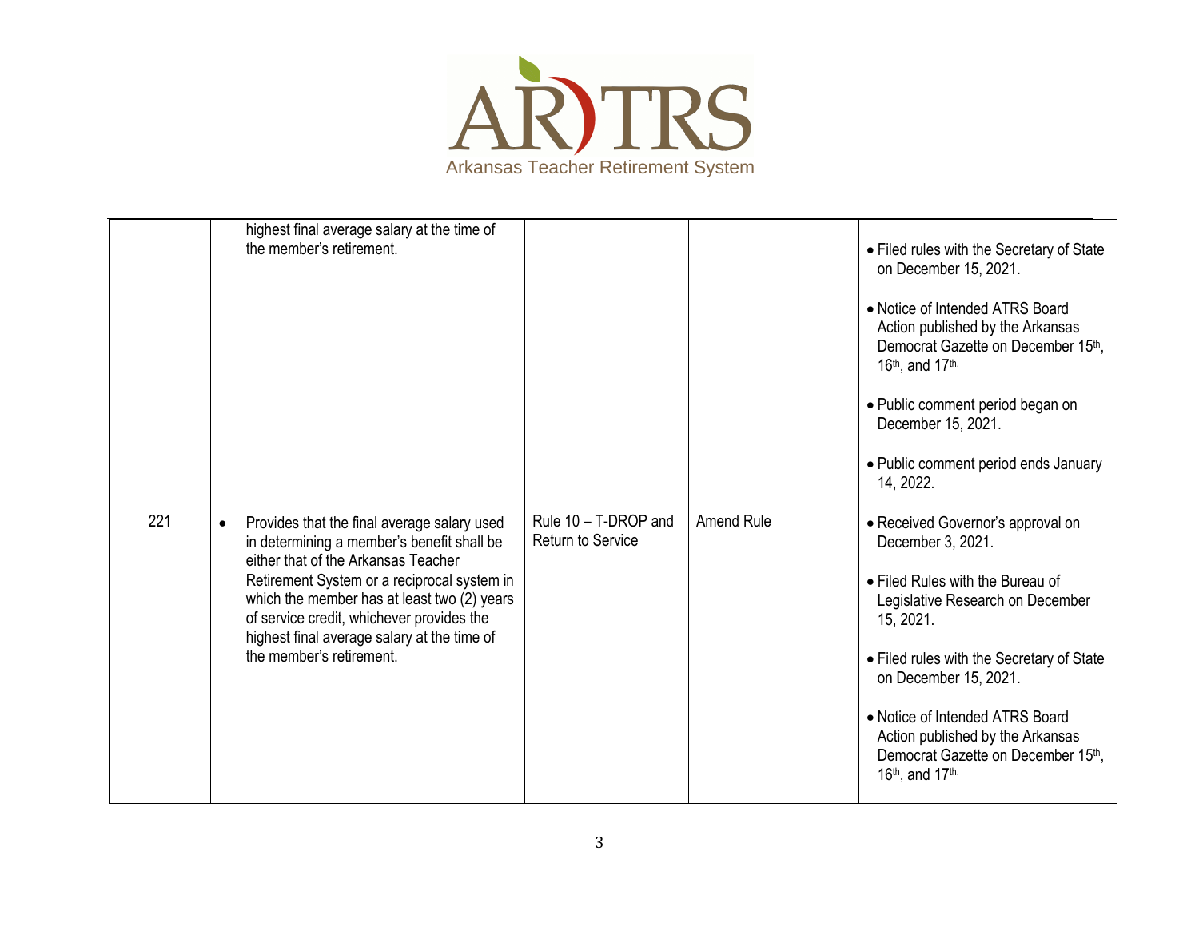| | | | | |
|---|---|---|---|---|
| | highest final average salary at the time of the member's retirement. | | | • Filed rules with the Secretary of State on December 15, 2021.<br><br>• Notice of Intended ATRS Board Action published by the Arkansas Democrat Gazette on December 15th, 16th, and 17th.<br><br>• Public comment period began on December 15, 2021.<br><br>• Public comment period ends January 14, 2022. |
| 221 | • Provides that the final average salary used in determining a member's benefit shall be either that of the Arkansas Teacher Retirement System or a reciprocal system in which the member has at least two (2) years of service credit, whichever provides the highest final average salary at the time of the member's retirement. | Rule 10 – T-DROP and Return to Service | Amend Rule | • Received Governor's approval on December 3, 2021.<br><br>• Filed Rules with the Bureau of Legislative Research on December 15, 2021.<br><br>• Filed rules with the Secretary of State on December 15, 2021.<br><br>• Notice of Intended ATRS Board Action published by the Arkansas Democrat Gazette on December 15th, 16th, and 17th. |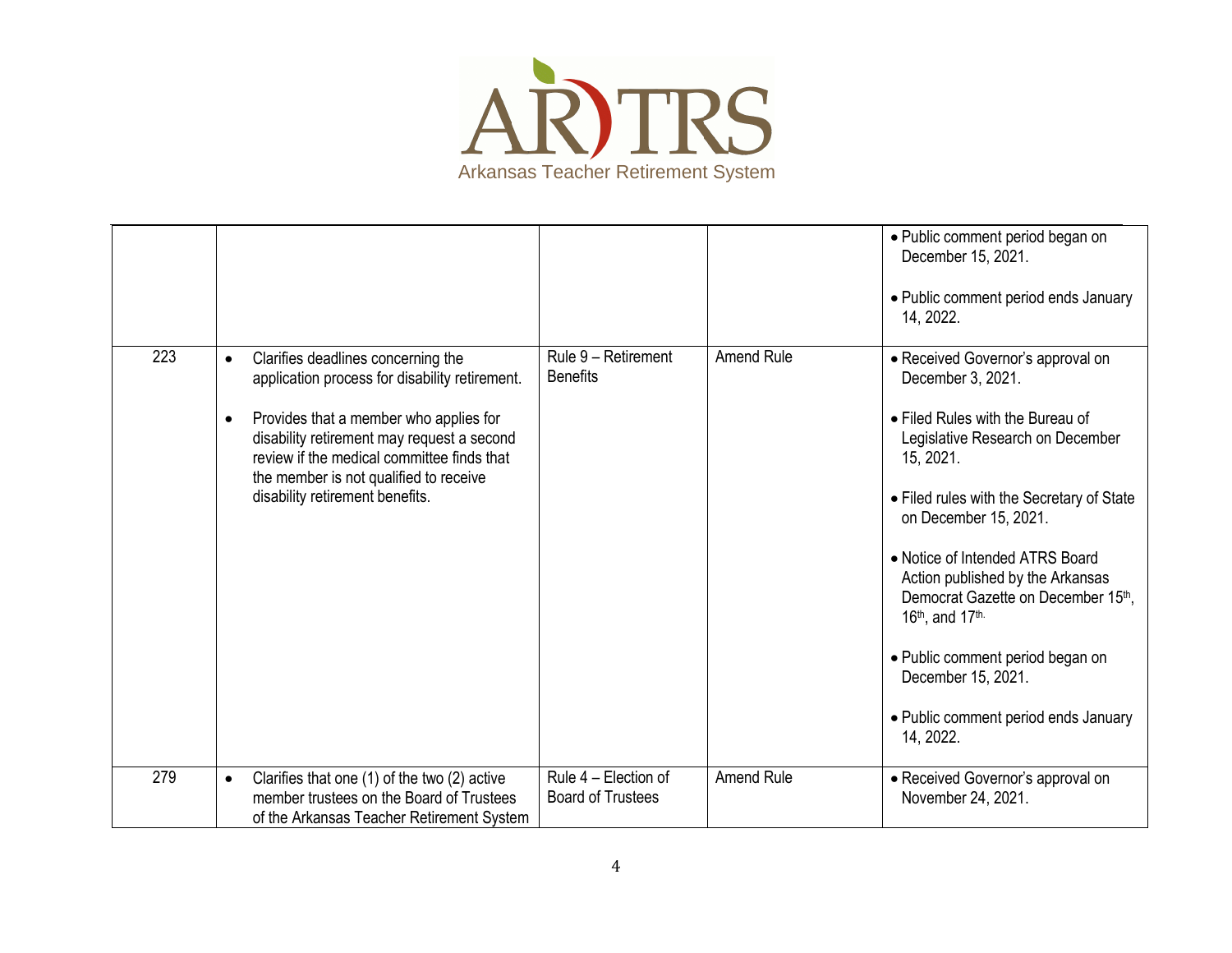| | | | | |
|---|---|---|---|---|
| | | | | • Public comment period began on December 15, 2021.<br><br>• Public comment period ends January 14, 2022. |
| 223 | • Clarifies deadlines concerning the application process for disability retirement.<br><br>• Provides that a member who applies for disability retirement may request a second review if the medical committee finds that the member is not qualified to receive disability retirement benefits. | Rule 9 – Retirement Benefits | Amend Rule | • Received Governor's approval on December 3, 2021.<br><br>• Filed Rules with the Bureau of Legislative Research on December 15, 2021.<br><br>• Filed rules with the Secretary of State on December 15, 2021.<br><br>• Notice of Intended ATRS Board Action published by the Arkansas Democrat Gazette on December 15th, 16th, and 17th.<br><br>• Public comment period began on December 15, 2021.<br><br>• Public comment period ends January 14, 2022. |
| 279 | • Clarifies that one (1) of the two (2) active member trustees on the Board of Trustees of the Arkansas Teacher Retirement System | Rule 4 – Election of Board of Trustees | Amend Rule | • Received Governor's approval on November 24, 2021. |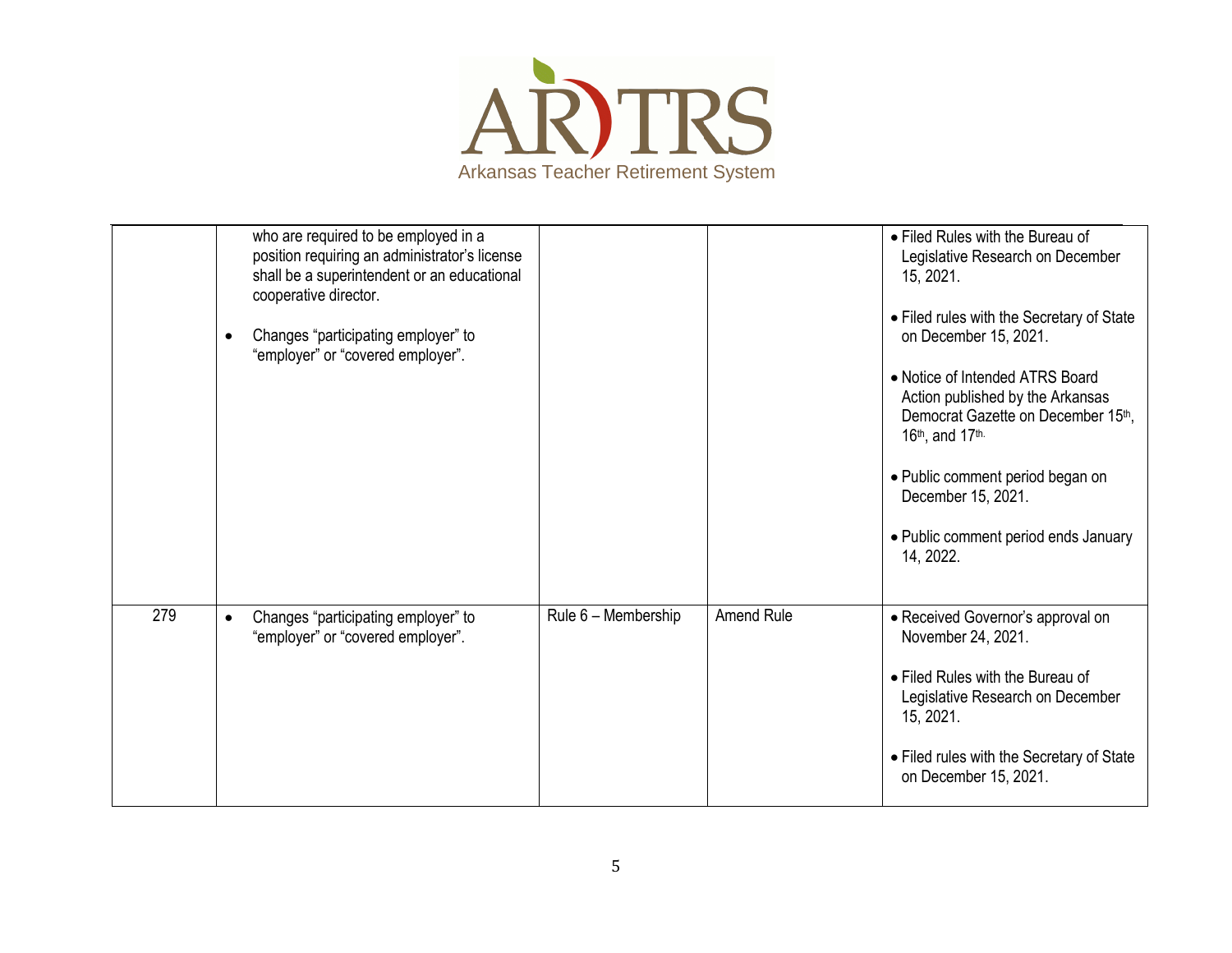| | | | | |
|---|---|---|---|---|
| | who are required to be employed in a position requiring an administrator's license shall be a superintendent or an educational cooperative director.<br><br>• Changes "participating employer" to "employer" or "covered employer". | | | • Filed Rules with the Bureau of Legislative Research on December 15, 2021.<br><br>• Filed rules with the Secretary of State on December 15, 2021.<br><br>• Notice of Intended ATRS Board Action published by the Arkansas Democrat Gazette on December 15th, 16th, and 17th.<br><br>• Public comment period began on December 15, 2021.<br><br>• Public comment period ends January 14, 2022. |
| 279 | • Changes "participating employer" to "employer" or "covered employer". | Rule 6 – Membership | Amend Rule | • Received Governor's approval on November 24, 2021.<br><br>• Filed Rules with the Bureau of Legislative Research on December 15, 2021.<br><br>• Filed rules with the Secretary of State on December 15, 2021. |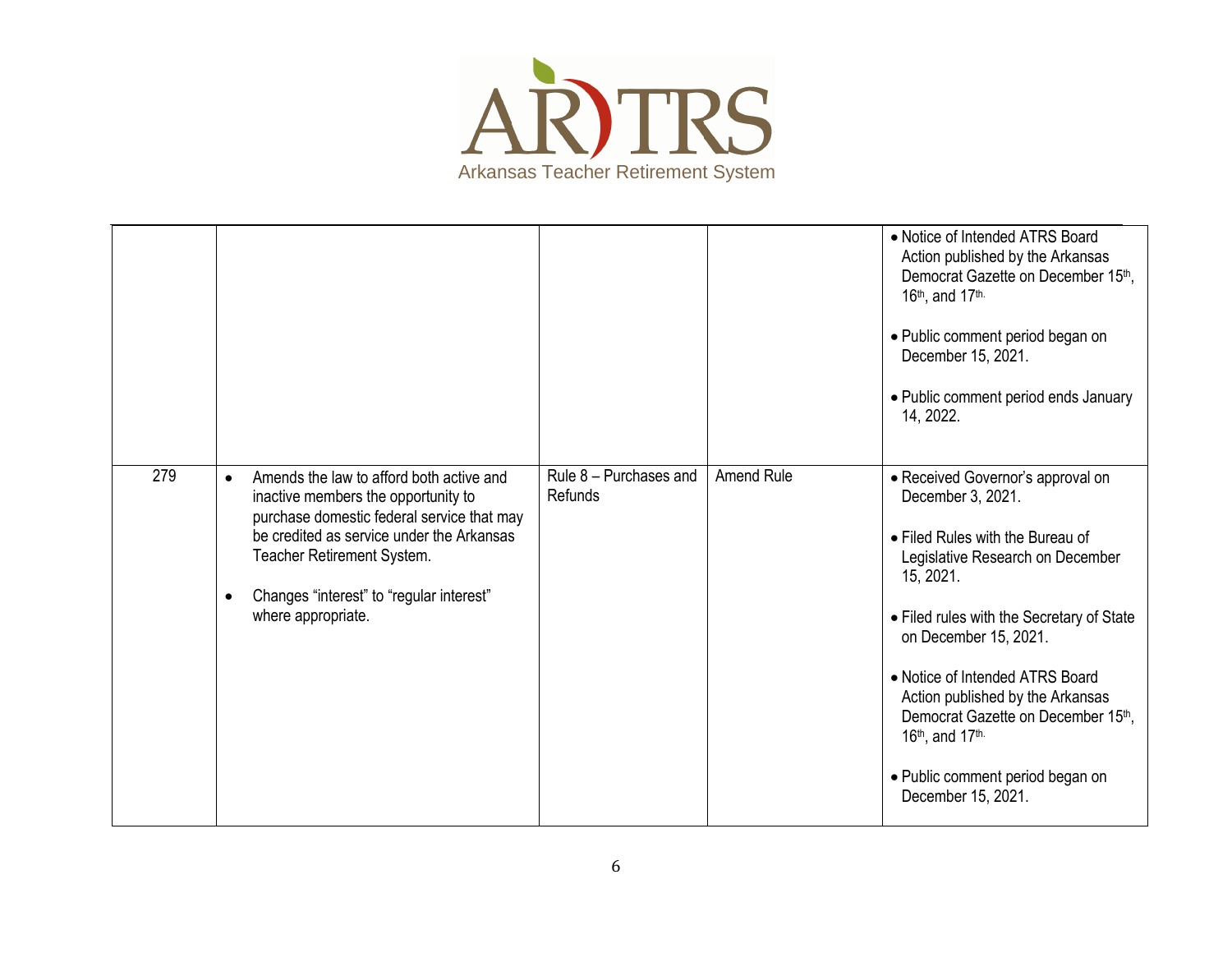| | | | | |
|---|---|---|---|---|
| | | | | • Notice of Intended ATRS Board Action published by the Arkansas Democrat Gazette on December 15th, 16th, and 17th.<br><br>• Public comment period began on December 15, 2021.<br><br>• Public comment period ends January 14, 2022. |
| 279 | • Amends the law to afford both active and inactive members the opportunity to purchase domestic federal service that may be credited as service under the Arkansas Teacher Retirement System.<br><br>• Changes "interest" to "regular interest" where appropriate. | Rule 8 – Purchases and Refunds | Amend Rule | • Received Governor's approval on December 3, 2021.<br><br>• Filed Rules with the Bureau of Legislative Research on December 15, 2021.<br><br>• Filed rules with the Secretary of State on December 15, 2021.<br><br>• Notice of Intended ATRS Board Action published by the Arkansas Democrat Gazette on December 15th, 16th, and 17th.<br><br>• Public comment period began on December 15, 2021. |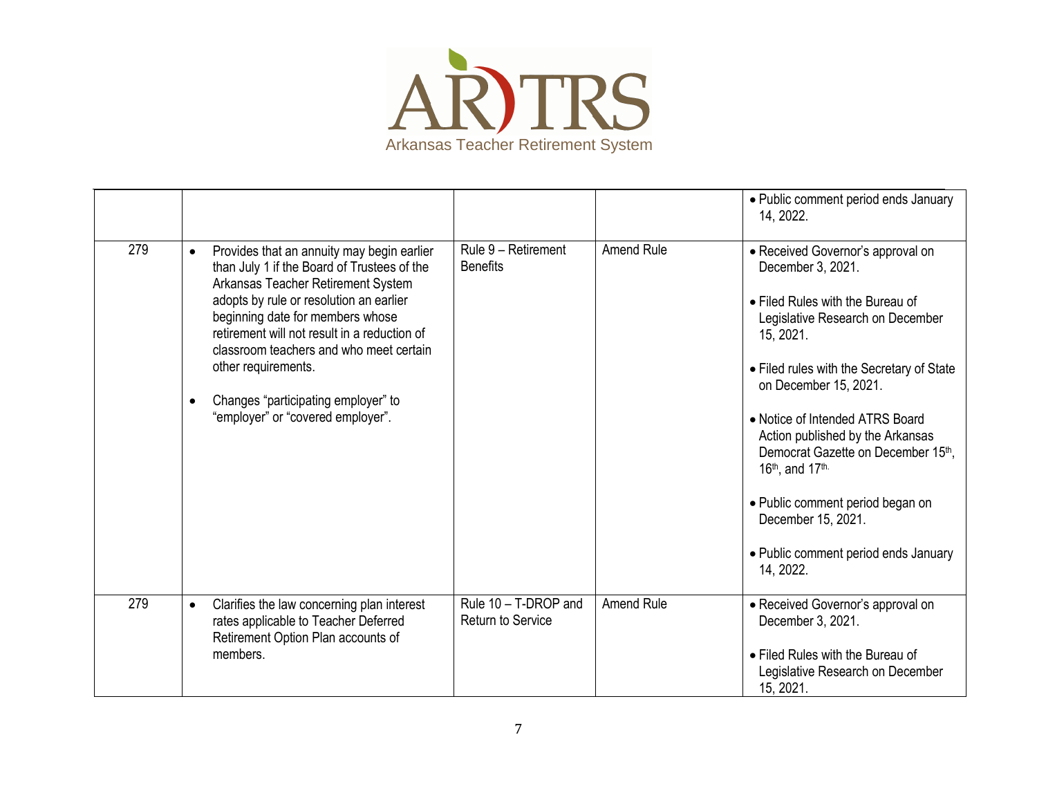ARTRS

Arkansas Teacher Retirement System

| | | | | |
|---|---|---|---|---|
| | | | | • Public comment period ends January 14, 2022. |
| 279 | • Provides that an annuity may begin earlier than July 1 if the Board of Trustees of the Arkansas Teacher Retirement System adopts by rule or resolution an earlier beginning date for members whose retirement will not result in a reduction of classroom teachers and who meet certain other requirements.<br><br>• Changes "participating employer" to "employer" or "covered employer". | Rule 9 – Retirement Benefits | Amend Rule | • Received Governor's approval on December 3, 2021.<br><br>• Filed Rules with the Bureau of Legislative Research on December 15, 2021.<br><br>• Filed rules with the Secretary of State on December 15, 2021.<br><br>• Notice of Intended ATRS Board Action published by the Arkansas Democrat Gazette on December 15th, 16th, and 17th.<br><br>• Public comment period began on December 15, 2021.<br><br>• Public comment period ends January 14, 2022. |
| 279 | • Clarifies the law concerning plan interest rates applicable to Teacher Deferred Retirement Option Plan accounts of members. | Rule 10 – T-DROP and Return to Service | Amend Rule | • Received Governor's approval on December 3, 2021.<br><br>• Filed Rules with the Bureau of Legislative Research on December 15, 2021. |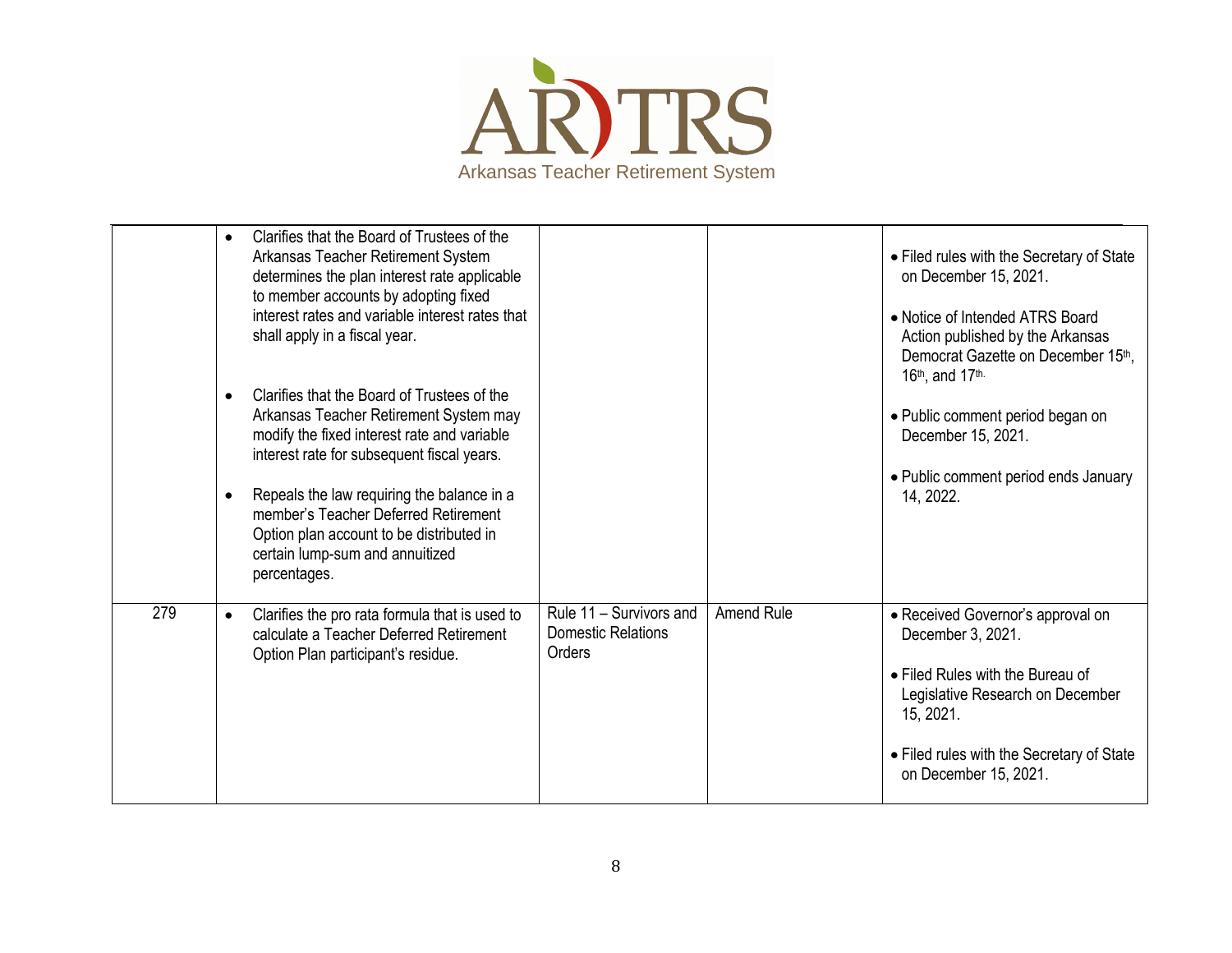# Arkansas Teacher Retirement System

| | | | | |
|---|---|---|---|---|
| | • Clarifies that the Board of Trustees of the Arkansas Teacher Retirement System determines the plan interest rate applicable to member accounts by adopting fixed interest rates and variable interest rates that shall apply in a fiscal year.<br><br>• Clarifies that the Board of Trustees of the Arkansas Teacher Retirement System may modify the fixed interest rate and variable interest rate for subsequent fiscal years.<br><br>• Repeals the law requiring the balance in a member's Teacher Deferred Retirement Option plan account to be distributed in certain lump-sum and annuitized percentages. | | | • Filed rules with the Secretary of State on December 15, 2021.<br><br>• Notice of Intended ATRS Board Action published by the Arkansas Democrat Gazette on December 15th, 16th, and 17th.<br><br>• Public comment period began on December 15, 2021.<br><br>• Public comment period ends January 14, 2022. |
| 279 | • Clarifies the pro rata formula that is used to calculate a Teacher Deferred Retirement Option Plan participant's residue. | Rule 11 – Survivors and Domestic Relations Orders | Amend Rule | • Received Governor's approval on December 3, 2021.<br><br>• Filed Rules with the Bureau of Legislative Research on December 15, 2021.<br><br>• Filed rules with the Secretary of State on December 15, 2021. |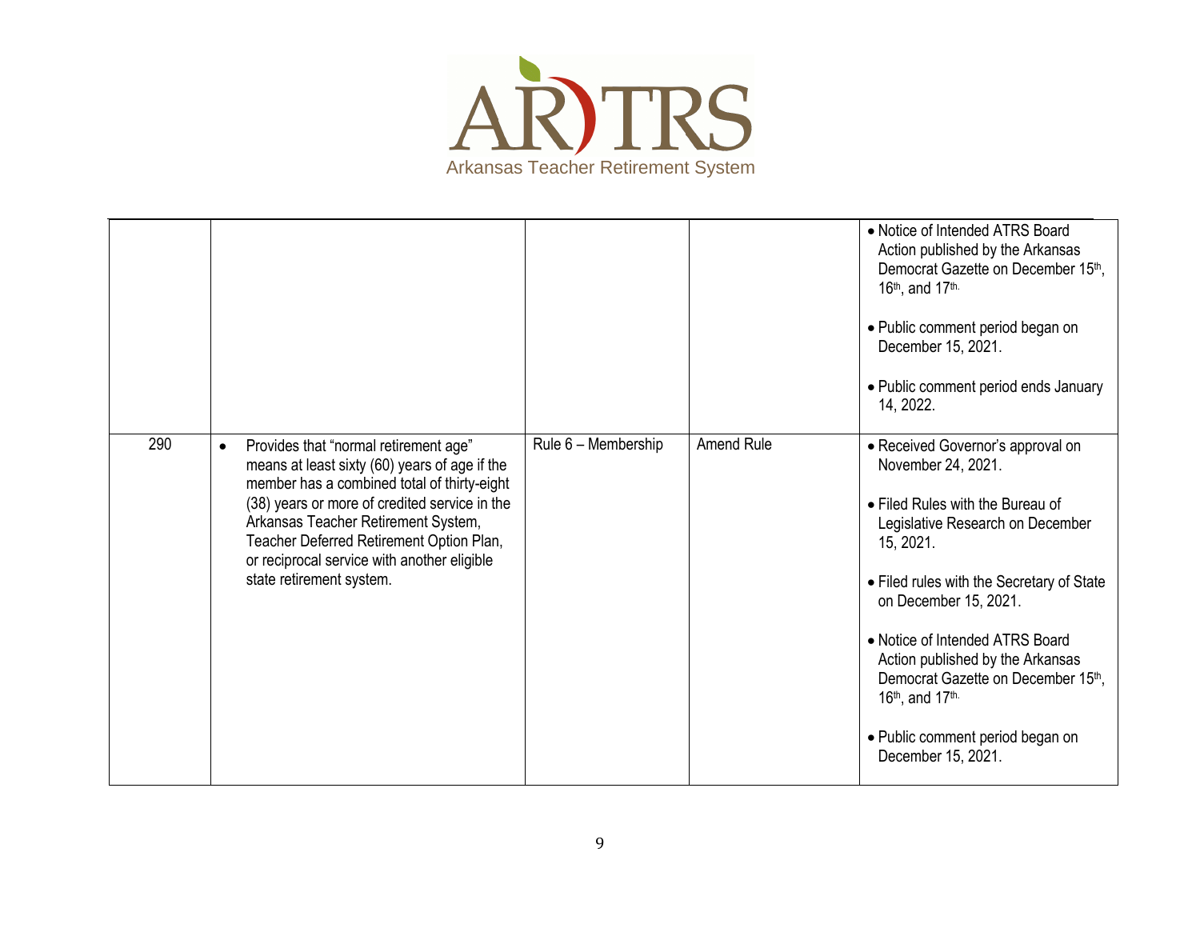Arkansas Teacher Retirement System

| | | | | |
|---|---|---|---|---|
| | | | | • Notice of Intended ATRS Board Action published by the Arkansas Democrat Gazette on December 15th, 16th, and 17th.<br><br>• Public comment period began on December 15, 2021.<br><br>• Public comment period ends January 14, 2022. |
| 290 | • Provides that "normal retirement age" means at least sixty (60) years of age if the member has a combined total of thirty-eight (38) years or more of credited service in the Arkansas Teacher Retirement System, Teacher Deferred Retirement Option Plan, or reciprocal service with another eligible state retirement system. | Rule 6 – Membership | Amend Rule | • Received Governor's approval on November 24, 2021.<br><br>• Filed Rules with the Bureau of Legislative Research on December 15, 2021.<br><br>• Filed rules with the Secretary of State on December 15, 2021.<br><br>• Notice of Intended ATRS Board Action published by the Arkansas Democrat Gazette on December 15th, 16th, and 17th.<br><br>• Public comment period began on December 15, 2021. |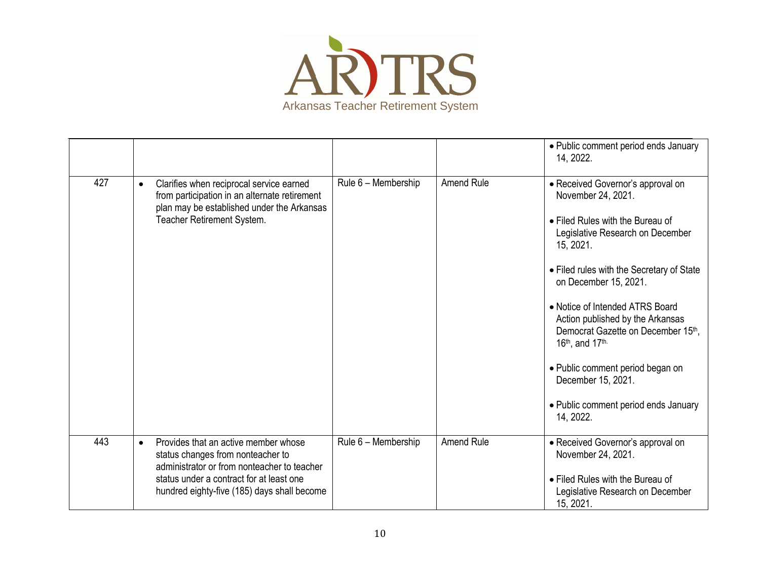| | | | | |
|---|---|---|---|---|
| | | | | • Public comment period ends January 14, 2022. |
| 427 | • Clarifies when reciprocal service earned from participation in an alternate retirement plan may be established under the Arkansas Teacher Retirement System. | Rule 6 – Membership | Amend Rule | • Received Governor's approval on November 24, 2021.<br><br>• Filed Rules with the Bureau of Legislative Research on December 15, 2021.<br><br>• Filed rules with the Secretary of State on December 15, 2021.<br><br>• Notice of Intended ATRS Board Action published by the Arkansas Democrat Gazette on December 15th, 16th, and 17th.<br><br>• Public comment period began on December 15, 2021.<br><br>• Public comment period ends January 14, 2022. |
| 443 | • Provides that an active member whose status changes from nonteacher to administrator or from nonteacher to teacher status under a contract for at least one hundred eighty-five (185) days shall become | Rule 6 – Membership | Amend Rule | • Received Governor's approval on November 24, 2021.<br><br>• Filed Rules with the Bureau of Legislative Research on December 15, 2021. |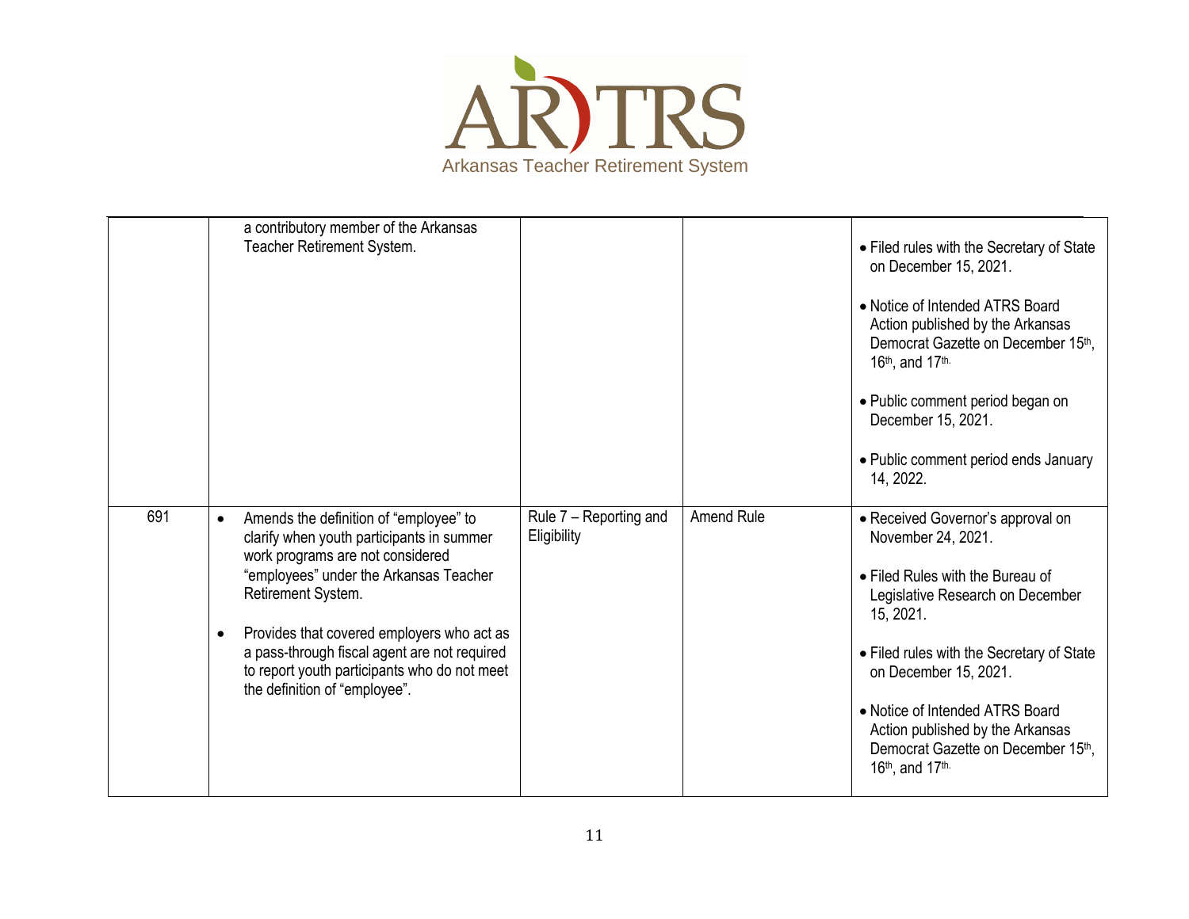|  |  |  |  |  |
|---|---|---|---|---|
|  | a contributory member of the Arkansas Teacher Retirement System. |  |  | • Filed rules with the Secretary of State on December 15, 2021.<br><br>• Notice of Intended ATRS Board Action published by the Arkansas Democrat Gazette on December 15th, 16th, and 17th.<br><br>• Public comment period began on December 15, 2021.<br><br>• Public comment period ends January 14, 2022. |
| 691 | • Amends the definition of "employee" to clarify when youth participants in summer work programs are not considered "employees" under the Arkansas Teacher Retirement System.<br><br>• Provides that covered employers who act as a pass-through fiscal agent are not required to report youth participants who do not meet the definition of "employee". | Rule 7 – Reporting and Eligibility | Amend Rule | • Received Governor's approval on November 24, 2021.<br><br>• Filed Rules with the Bureau of Legislative Research on December 15, 2021.<br><br>• Filed rules with the Secretary of State on December 15, 2021.<br><br>• Notice of Intended ATRS Board Action published by the Arkansas Democrat Gazette on December 15th, 16th, and 17th. |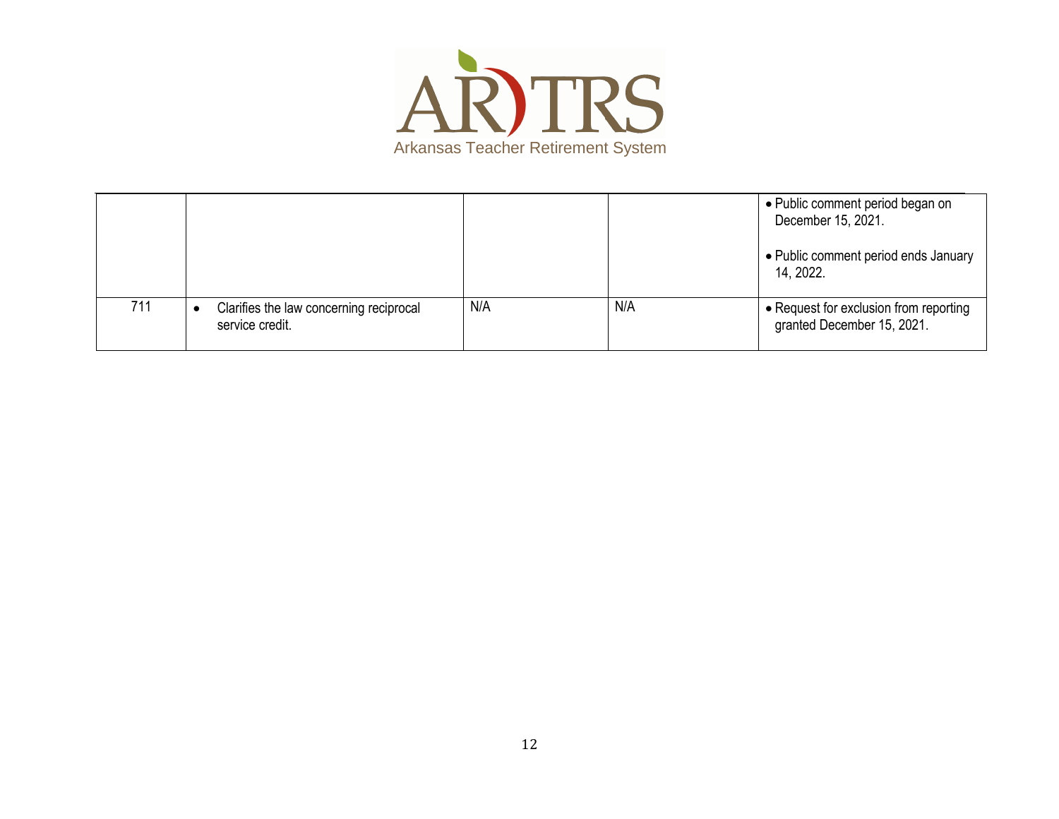Arkansas Teacher Retirement System

| | | | | |
|---|---|---|---|---|
| | | | | • Public comment period began on December 15, 2021.<br><br>• Public comment period ends January 14, 2022. |
| 711 | • Clarifies the law concerning reciprocal service credit. | N/A | N/A | • Request for exclusion from reporting granted December 15, 2021. |